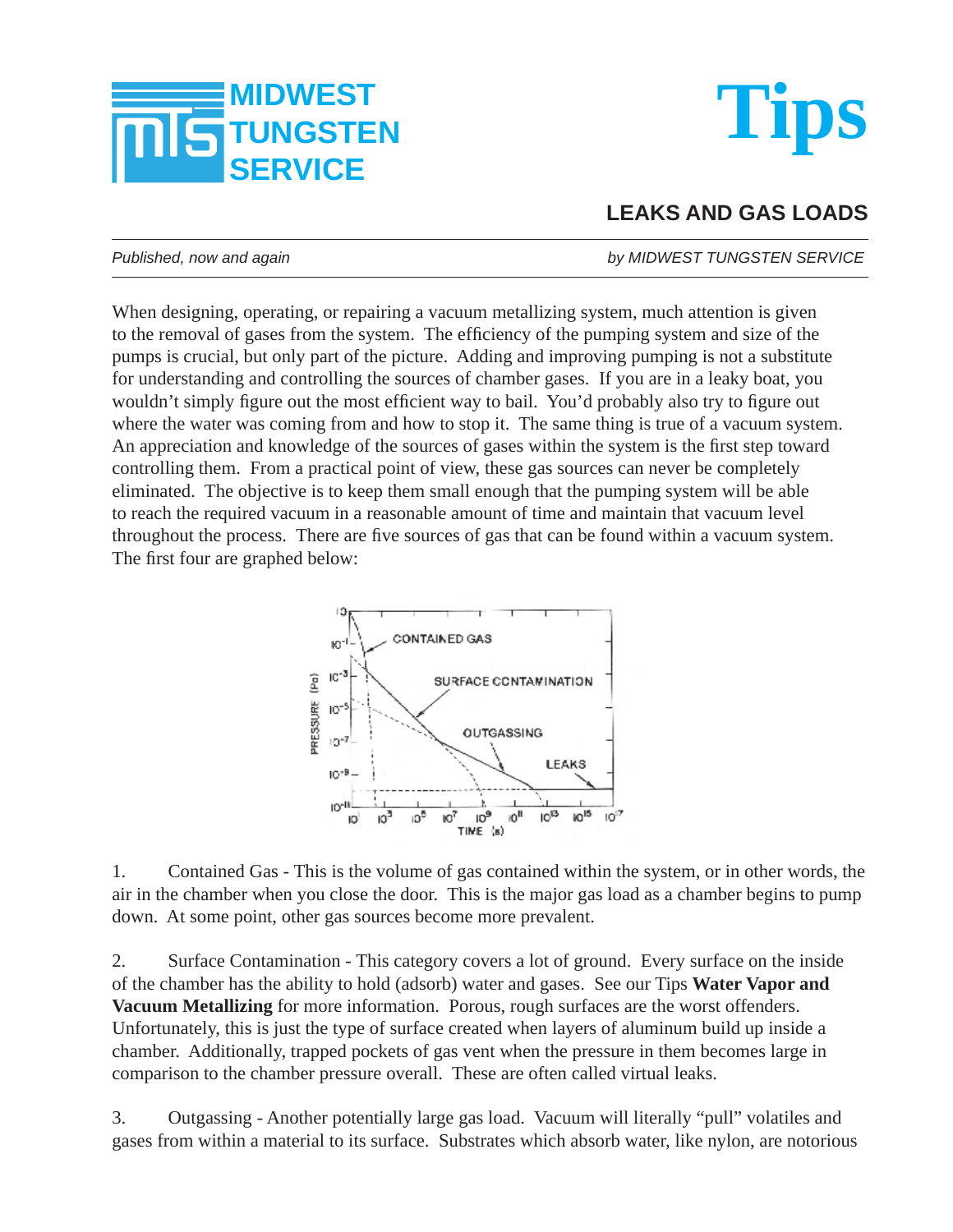# MIDWEST TUNGSTEN SERVICE

# Tips

## LEAKS AND GAS LOADS

*Published, now and again* | *by MIDWEST TUNGSTEN SERVICE*

When designing, operating, or repairing a vacuum metallizing system, much attention is given to the removal of gases from the system. The efficiency of the pumping system and size of the pumps is crucial, but only part of the picture. Adding and improving pumping is not a substitute for understanding and controlling the sources of chamber gases. If you are in a leaky boat, you wouldn't simply figure out the most efficient way to bail. You'd probably also try to figure out where the water was coming from and how to stop it. The same thing is true of a vacuum system. An appreciation and knowledge of the sources of gases within the system is the first step toward controlling them. From a practical point of view, these gas sources can never be completely eliminated. The objective is to keep them small enough that the pumping system will be able to reach the required vacuum in a reasonable amount of time and maintain that vacuum level throughout the process. There are five sources of gas that can be found within a vacuum system. The first four are graphed below:

1. Contained Gas - This is the volume of gas contained within the system, or in other words, the air in the chamber when you close the door. This is the major gas load as a chamber begins to pump down. At some point, other gas sources become more prevalent.

2. Surface Contamination - This category covers a lot of ground. Every surface on the inside of the chamber has the ability to hold (adsorb) water and gases. See our Tips **Water Vapor and Vacuum Metallizing** for more information. Porous, rough surfaces are the worst offenders. Unfortunately, this is just the type of surface created when layers of aluminum build up inside a chamber. Additionally, trapped pockets of gas vent when the pressure in them becomes large in comparison to the chamber pressure overall. These are often called virtual leaks.

3. Outgassing - Another potentially large gas load. Vacuum will literally "pull" volatiles and gases from within a material to its surface. Substrates which absorb water, like nylon, are notorious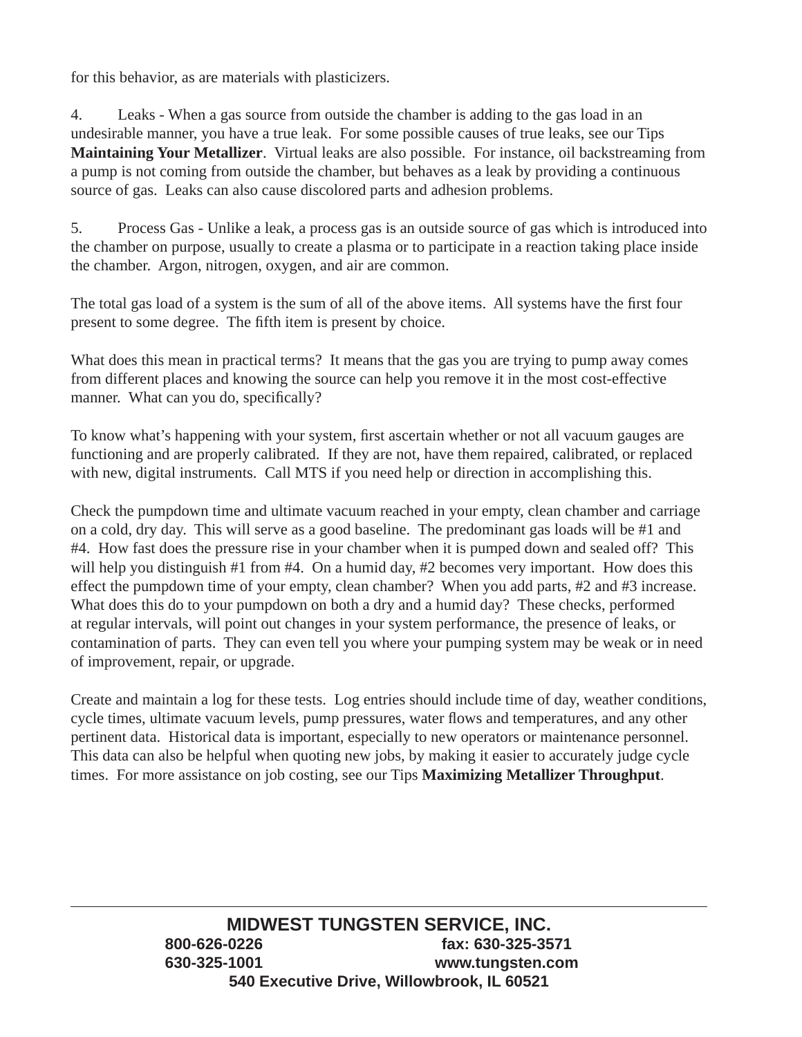for this behavior, as are materials with plasticizers.

4. Leaks - When a gas source from outside the chamber is adding to the gas load in an undesirable manner, you have a true leak. For some possible causes of true leaks, see our Tips **Maintaining Your Metallizer**. Virtual leaks are also possible. For instance, oil backstreaming from a pump is not coming from outside the chamber, but behaves as a leak by providing a continuous source of gas. Leaks can also cause discolored parts and adhesion problems.

5. Process Gas - Unlike a leak, a process gas is an outside source of gas which is introduced into the chamber on purpose, usually to create a plasma or to participate in a reaction taking place inside the chamber. Argon, nitrogen, oxygen, and air are common.

The total gas load of a system is the sum of all of the above items. All systems have the first four present to some degree. The fifth item is present by choice.

What does this mean in practical terms? It means that the gas you are trying to pump away comes from different places and knowing the source can help you remove it in the most cost-effective manner. What can you do, specifically?

To know what's happening with your system, first ascertain whether or not all vacuum gauges are functioning and are properly calibrated. If they are not, have them repaired, calibrated, or replaced with new, digital instruments. Call MTS if you need help or direction in accomplishing this.

Check the pumpdown time and ultimate vacuum reached in your empty, clean chamber and carriage on a cold, dry day. This will serve as a good baseline. The predominant gas loads will be #1 and #4. How fast does the pressure rise in your chamber when it is pumped down and sealed off? This will help you distinguish #1 from #4. On a humid day, #2 becomes very important. How does this effect the pumpdown time of your empty, clean chamber? When you add parts, #2 and #3 increase. What does this do to your pumpdown on both a dry and a humid day? These checks, performed at regular intervals, will point out changes in your system performance, the presence of leaks, or contamination of parts. They can even tell you where your pumping system may be weak or in need of improvement, repair, or upgrade.

Create and maintain a log for these tests. Log entries should include time of day, weather conditions, cycle times, ultimate vacuum levels, pump pressures, water flows and temperatures, and any other pertinent data. Historical data is important, especially to new operators or maintenance personnel. This data can also be helpful when quoting new jobs, by making it easier to accurately judge cycle times. For more assistance on job costing, see our Tips **Maximizing Metallizer Throughput**.

---

**MIDWEST TUNGSTEN SERVICE, INC.**
**800-626-0226** **fax: 630-325-3571**
**630-325-1001** **www.tungsten.com**
**540 Executive Drive, Willowbrook, IL 60521**